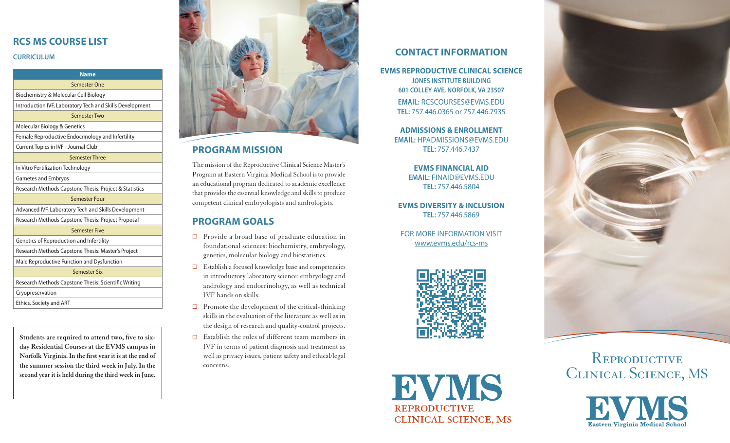## RCS MS COURSE LIST

### CURRICULUM

| Name |
|---|
| Semester One |
| Biochemistry & Molecular Cell Biology |
| Introduction IVF, Laboratory Tech and Skills Development |
| Semester Two |
| Molecular Biology & Genetics |
| Female Reproductive Endocrinology and Infertility |
| Current Topics in IVF - Journal Club |
| Semester Three |
| In Vitro Fertilization Technology |
| Gametes and Embryos |
| Research Methods Capstone Thesis: Project & Statistics |
| Semester Four |
| Advanced IVF, Laboratory Tech and Skills Development |
| Research Methods Capstone Thesis: Project Proposal |
| Semester Five |
| Genetics of Reproduction and Infertility |
| Research Methods Capstone Thesis: Master's Project |
| Male Reproductive Function and Dysfunction |
| Semester Six |
| Research Methods Capstone Thesis: Scientific Writing |
| Cryopreservation |
| Ethics, Society and ART |

**Students are required to attend two, five to six-day Residential Courses at the EVMS campus in Norfolk Virginia. In the first year it is at the end of the summer session the third week in July. In the second year it is held during the third week in June.**

## PROGRAM MISSION

The mission of the Reproductive Clinical Science Master's Program at Eastern Virginia Medical School is to provide an educational program dedicated to academic excellence that provides the essential knowledge and skills to produce competent clinical embryologists and andrologists.

## PROGRAM GOALS

- Provide a broad base of graduate education in foundational sciences: biochemistry, embryology, genetics, molecular biology and biostatistics.
- Establish a focused knowledge base and competencies in introductory laboratory science: embryology and andrology and endocrinology, as well as technical IVF hands on skills.
- Promote the development of the critical-thinking skills in the evaluation of the literature as well as in the design of research and quality-control projects.
- Establish the roles of different team members in IVF in terms of patient diagnosis and treatment as well as privacy issues, patient safety and ethical/legal concerns.

## CONTACT INFORMATION

**EVMS REPRODUCTIVE CLINICAL SCIENCE**
**JONES INSTITUTE BUILDING**
**601 COLLEY AVE, NORFOLK, VA 23507**
**EMAIL:** RCSCOURSES@EVMS.EDU
**TEL:** 757.446.0365 or 757.446.7935

**ADMISSIONS & ENROLLMENT**
**EMAIL:** HPADMISSIONS@EVMS.EDU
**TEL:** 757.446.7437

**EVMS FINANCIAL AID**
**EMAIL:** FINAID@EVMS.EDU
**TEL:** 757.446.5804

**EVMS DIVERSITY & INCLUSION**
**TEL:** 757.446.5869

FOR MORE INFORMATION VISIT
www.evms.edu/rcs-ms

EVMS
REPRODUCTIVE
CLINICAL SCIENCE, MS

# Reproductive Clinical Science, MS

EVMS
Eastern Virginia Medical School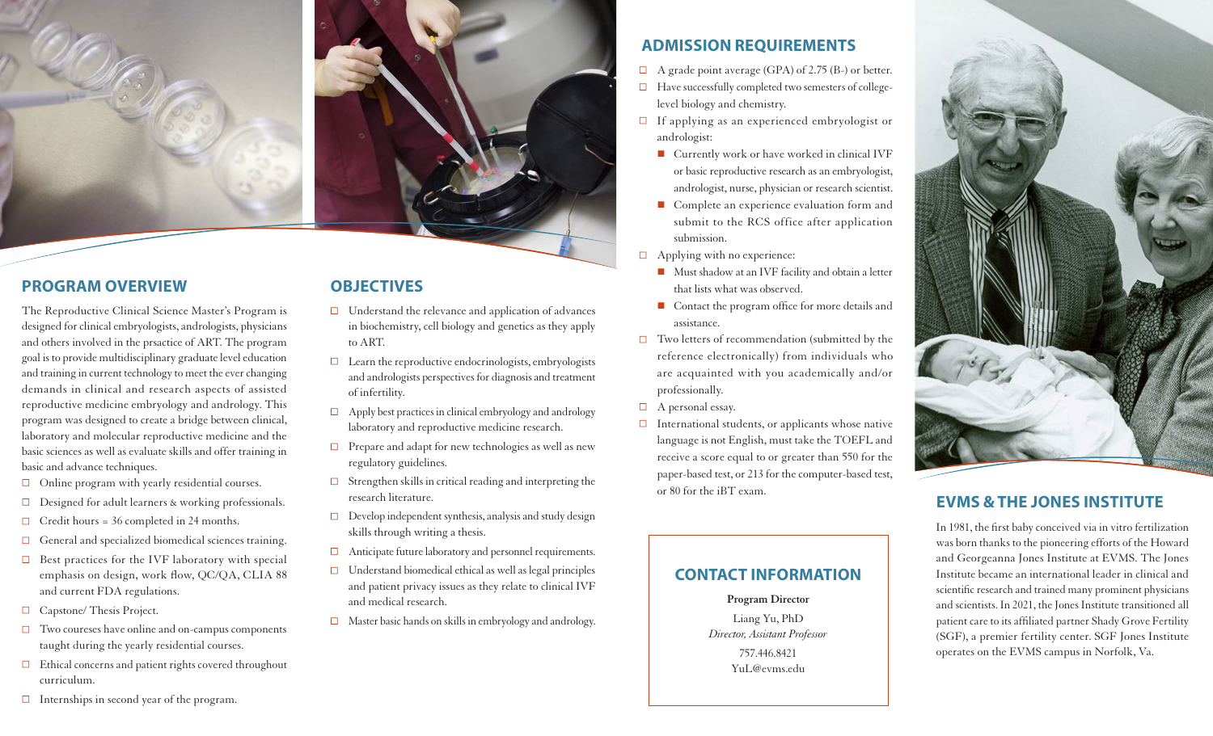## PROGRAM OVERVIEW

The Reproductive Clinical Science Master's Program is designed for clinical embryologists, andrologists, physicians and others involved in the prsactice of ART. The program goal is to provide multidisciplinary graduate level education and training in current technology to meet the ever changing demands in clinical and research aspects of assisted reproductive medicine embryology and andrology. This program was designed to create a bridge between clinical, laboratory and molecular reproductive medicine and the basic sciences as well as evaluate skills and offer training in basic and advance techniques.

- Online program with yearly residential courses.
- Designed for adult learners & working professionals.
- Credit hours = 36 completed in 24 months.
- General and specialized biomedical sciences training.
- Best practices for the IVF laboratory with special emphasis on design, work flow, QC/QA, CLIA 88 and current FDA regulations.
- Capstone/ Thesis Project.
- Two coureses have online and on-campus components taught during the yearly residential courses.
- Ethical concerns and patient rights covered throughout curriculum.
- Internships in second year of the program.

## OBJECTIVES

- Understand the relevance and application of advances in biochemistry, cell biology and genetics as they apply to ART.
- Learn the reproductive endocrinologists, embryologists and andrologists perspectives for diagnosis and treatment of infertility.
- Apply best practices in clinical embryology and andrology laboratory and reproductive medicine research.
- Prepare and adapt for new technologies as well as new regulatory guidelines.
- Strengthen skills in critical reading and interpreting the research literature.
- Develop independent synthesis, analysis and study design skills through writing a thesis.
- Anticipate future laboratory and personnel requirements.
- Understand biomedical ethical as well as legal principles and patient privacy issues as they relate to clinical IVF and medical research.
- Master basic hands on skills in embryology and andrology.

## ADMISSION REQUIREMENTS

- A grade point average (GPA) of 2.75 (B-) or better.
- Have successfully completed two semesters of college-level biology and chemistry.
- If applying as an experienced embryologist or andrologist:
  - Currently work or have worked in clinical IVF or basic reproductive research as an embryologist, andrologist, nurse, physician or research scientist.
  - Complete an experience evaluation form and submit to the RCS office after application submission.
- Applying with no experience:
  - Must shadow at an IVF facility and obtain a letter that lists what was observed.
  - Contact the program office for more details and assistance.
- Two letters of recommendation (submitted by the reference electronically) from individuals who are acquainted with you academically and/or professionally.
- A personal essay.
- International students, or applicants whose native language is not English, must take the TOEFL and receive a score equal to or greater than 550 for the paper-based test, or 213 for the computer-based test, or 80 for the iBT exam.

## CONTACT INFORMATION

**Program Director**

Liang Yu, PhD

*Director, Assistant Professor*

757.446.8421

YuL@evms.edu

## EVMS & THE JONES INSTITUTE

In 1981, the first baby conceived via in vitro fertilization was born thanks to the pioneering efforts of the Howard and Georgeanna Jones Institute at EVMS. The Jones Institute became an international leader in clinical and scientific research and trained many prominent physicians and scientists. In 2021, the Jones Institute transitioned all patient care to its affiliated partner Shady Grove Fertility (SGF), a premier fertility center. SGF Jones Institute operates on the EVMS campus in Norfolk, Va.